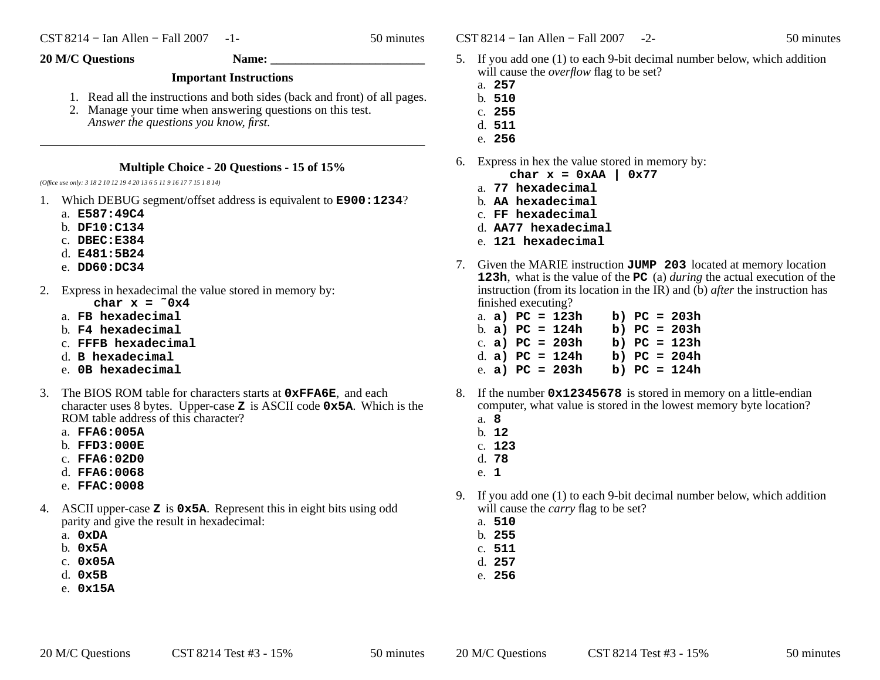**20 M/C Questions** **Name: ________________________**

### Important Instructions

1. Read all the instructions and both sides (back and front) of all pages.
2. Manage your time when answering questions on this test.
   *Answer the questions you know, first.*

---

## Multiple Choice - 20 Questions - 15 of 15%

*(Office use only: 3 18 2 10 12 19 4 20 13 6 5 11 9 16 17 7 15 1 8 14)*

1. Which DEBUG segment/offset address is equivalent to **`E900:1234`**?
   a. **`E587:49C4`**
   b. **`DF10:C134`**
   c. **`DBEC:E384`**
   d. **`E481:5B24`**
   e. **`DD60:DC34`**

2. Express in hexadecimal the value stored in memory by:
   **`char x = ~0x4`**
   a. **`FB hexadecimal`**
   b. **`F4 hexadecimal`**
   c. **`FFFB hexadecimal`**
   d. **`B hexadecimal`**
   e. **`0B hexadecimal`**

3. The BIOS ROM table for characters starts at **`0xFFA6E`**, and each character uses 8 bytes. Upper-case **`Z`** is ASCII code **`0x5A`**. Which is the ROM table address of this character?
   a. **`FFA6:005A`**
   b. **`FFD3:000E`**
   c. **`FFA6:02D0`**
   d. **`FFA6:0068`**
   e. **`FFAC:0008`**

4. ASCII upper-case **`Z`** is **`0x5A`**. Represent this in eight bits using odd parity and give the result in hexadecimal:
   a. **`0xDA`**
   b. **`0x5A`**
   c. **`0x05A`**
   d. **`0x5B`**
   e. **`0x15A`**

5. If you add one (1) to each 9-bit decimal number below, which addition will cause the *overflow* flag to be set?
   a. **`257`**
   b. **`510`**
   c. **`255`**
   d. **`511`**
   e. **`256`**

6. Express in hex the value stored in memory by:
   **`char x = 0xAA | 0x77`**
   a. **`77 hexadecimal`**
   b. **`AA hexadecimal`**
   c. **`FF hexadecimal`**
   d. **`AA77 hexadecimal`**
   e. **`121 hexadecimal`**

7. Given the MARIE instruction **`JUMP 203`** located at memory location **`123h`**, what is the value of the **`PC`** (a) *during* the actual execution of the instruction (from its location in the IR) and (b) *after* the instruction has finished executing?
   a. **`a) PC = 123h    b) PC = 203h`**
   b. **`a) PC = 124h    b) PC = 203h`**
   c. **`a) PC = 203h    b) PC = 123h`**
   d. **`a) PC = 124h    b) PC = 204h`**
   e. **`a) PC = 203h    b) PC = 124h`**

8. If the number **`0x12345678`** is stored in memory on a little-endian computer, what value is stored in the lowest memory byte location?
   a. **`8`**
   b. **`12`**
   c. **`123`**
   d. **`78`**
   e. **`1`**

9. If you add one (1) to each 9-bit decimal number below, which addition will cause the *carry* flag to be set?
   a. **`510`**
   b. **`255`**
   c. **`511`**
   d. **`257`**
   e. **`256`**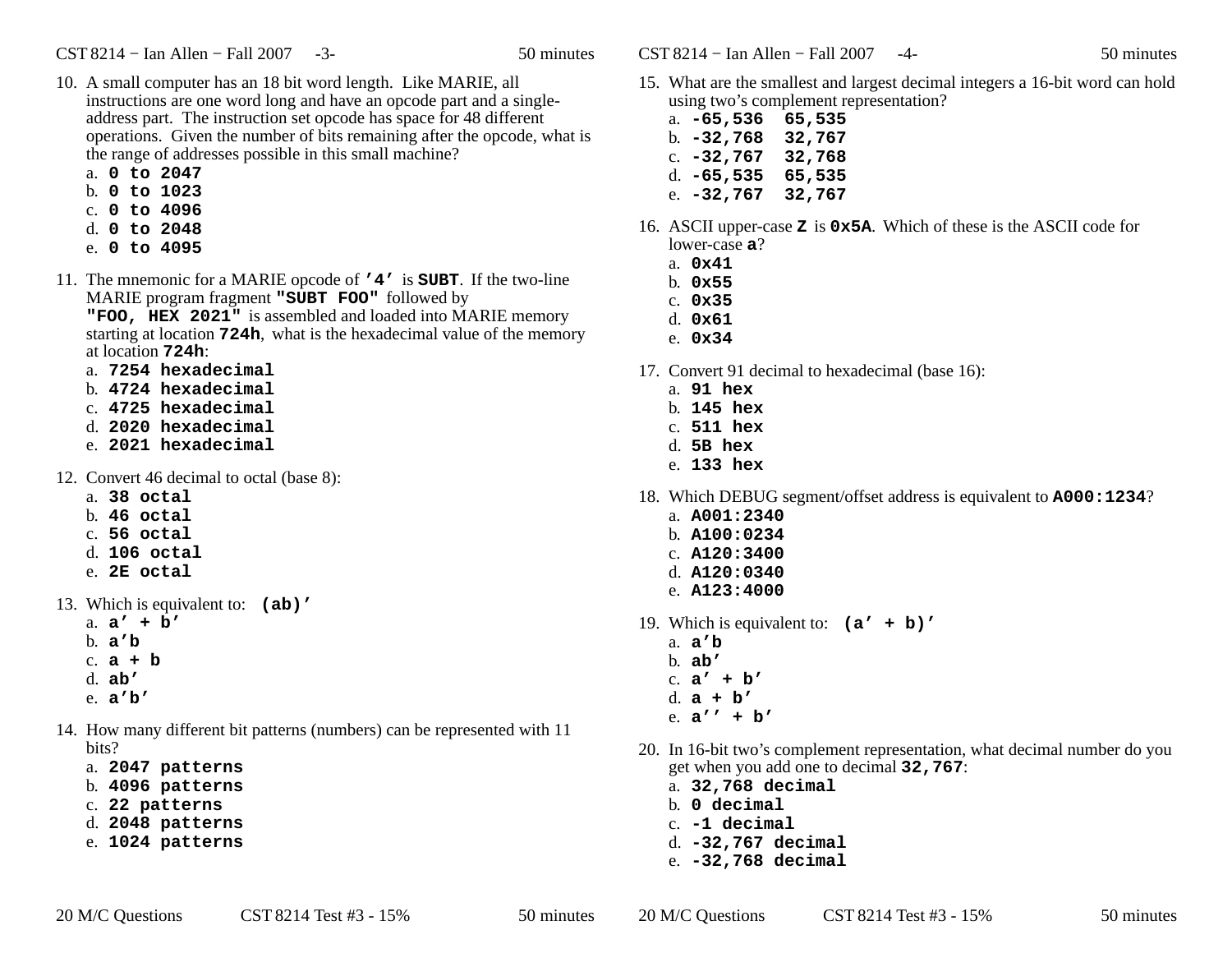10. A small computer has an 18 bit word length. Like MARIE, all instructions are one word long and have an opcode part and a single-address part. The instruction set opcode has space for 48 different operations. Given the number of bits remaining after the opcode, what is the range of addresses possible in this small machine?
    a. **0 to 2047**
    b. **0 to 1023**
    c. **0 to 4096**
    d. **0 to 2048**
    e. **0 to 4095**

11. The mnemonic for a MARIE opcode of **'4'** is **SUBT**. If the two-line MARIE program fragment **"SUBT FOO"** followed by **"FOO, HEX 2021"** is assembled and loaded into MARIE memory starting at location **724h**, what is the hexadecimal value of the memory at location **724h**:
    a. **7254 hexadecimal**
    b. **4724 hexadecimal**
    c. **4725 hexadecimal**
    d. **2020 hexadecimal**
    e. **2021 hexadecimal**

12. Convert 46 decimal to octal (base 8):
    a. **38 octal**
    b. **46 octal**
    c. **56 octal**
    d. **106 octal**
    e. **2E octal**

13. Which is equivalent to: **(ab)'**
    a. **a' + b'**
    b. **a'b**
    c. **a + b**
    d. **ab'**
    e. **a'b'**

14. How many different bit patterns (numbers) can be represented with 11 bits?
    a. **2047 patterns**
    b. **4096 patterns**
    c. **22 patterns**
    d. **2048 patterns**
    e. **1024 patterns**

15. What are the smallest and largest decimal integers a 16-bit word can hold using two's complement representation?
    a. **-65,536  65,535**
    b. **-32,768  32,767**
    c. **-32,767  32,768**
    d. **-65,535  65,535**
    e. **-32,767  32,767**

16. ASCII upper-case **Z** is **0x5A**. Which of these is the ASCII code for lower-case **a**?
    a. **0x41**
    b. **0x55**
    c. **0x35**
    d. **0x61**
    e. **0x34**

17. Convert 91 decimal to hexadecimal (base 16):
    a. **91 hex**
    b. **145 hex**
    c. **511 hex**
    d. **5B hex**
    e. **133 hex**

18. Which DEBUG segment/offset address is equivalent to **A000:1234**?
    a. **A001:2340**
    b. **A100:0234**
    c. **A120:3400**
    d. **A120:0340**
    e. **A123:4000**

19. Which is equivalent to: **(a' + b)'**
    a. **a'b**
    b. **ab'**
    c. **a' + b'**
    d. **a + b'**
    e. **a'' + b'**

20. In 16-bit two's complement representation, what decimal number do you get when you add one to decimal **32,767**:
    a. **32,768 decimal**
    b. **0 decimal**
    c. **-1 decimal**
    d. **-32,767 decimal**
    e. **-32,768 decimal**